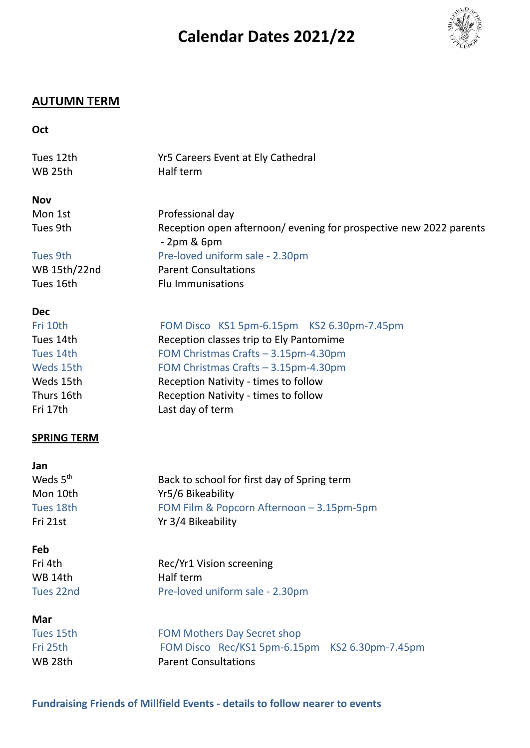# Calendar Dates 2021/22

## AUTUMN TERM

**Oct**

| | |
|---|---|
| Tues 12th | Yr5 Careers Event at Ely Cathedral |
| WB 25th | Half term |

**Nov**

| | |
|---|---|
| Mon 1st | Professional day |
| Tues 9th | Reception open afternoon/ evening for prospective new 2022 parents - 2pm & 6pm |
| Tues 9th | Pre-loved uniform sale - 2.30pm |
| WB 15th/22nd | Parent Consultations |
| Tues 16th | Flu Immunisations |

**Dec**

| | |
|---|---|
| Fri 10th | FOM Disco KS1 5pm-6.15pm KS2 6.30pm-7.45pm |
| Tues 14th | Reception classes trip to Ely Pantomime |
| Tues 14th | FOM Christmas Crafts – 3.15pm-4.30pm |
| Weds 15th | FOM Christmas Crafts – 3.15pm-4.30pm |
| Weds 15th | Reception Nativity - times to follow |
| Thurs 16th | Reception Nativity - times to follow |
| Fri 17th | Last day of term |

## SPRING TERM

**Jan**

| | |
|---|---|
| Weds 5th | Back to school for first day of Spring term |
| Mon 10th | Yr5/6 Bikeability |
| Tues 18th | FOM Film & Popcorn Afternoon – 3.15pm-5pm |
| Fri 21st | Yr 3/4 Bikeability |

**Feb**

| | |
|---|---|
| Fri 4th | Rec/Yr1 Vision screening |
| WB 14th | Half term |
| Tues 22nd | Pre-loved uniform sale - 2.30pm |

**Mar**

| | |
|---|---|
| Tues 15th | FOM Mothers Day Secret shop |
| Fri 25th | FOM Disco Rec/KS1 5pm-6.15pm KS2 6.30pm-7.45pm |
| WB 28th | Parent Consultations |

**Fundraising Friends of Millfield Events - details to follow nearer to events**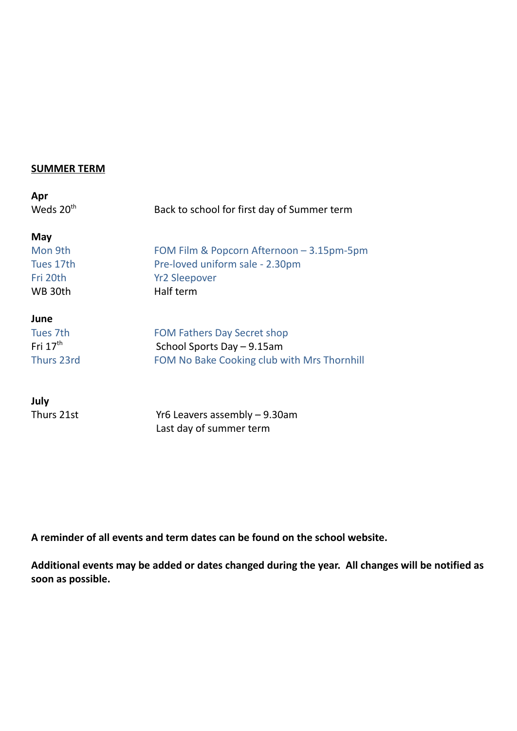**<u>SUMMER TERM</u>**

| | |
|---|---|
| **Apr** | |
| Weds 20th | Back to school for first day of Summer term |
| | |
| **May** | |
| Mon 9th | FOM Film & Popcorn Afternoon – 3.15pm-5pm |
| Tues 17th | Pre-loved uniform sale - 2.30pm |
| Fri 20th | Yr2 Sleepover |
| WB 30th | Half term |
| | |
| **June** | |
| Tues 7th | FOM Fathers Day Secret shop |
| Fri 17th | School Sports Day – 9.15am |
| Thurs 23rd | FOM No Bake Cooking club with Mrs Thornhill |
| | |
| **July** | |
| Thurs 21st | Yr6 Leavers assembly – 9.30am<br>Last day of summer term |

**A reminder of all events and term dates can be found on the school website.**

**Additional events may be added or dates changed during the year. All changes will be notified as soon as possible.**